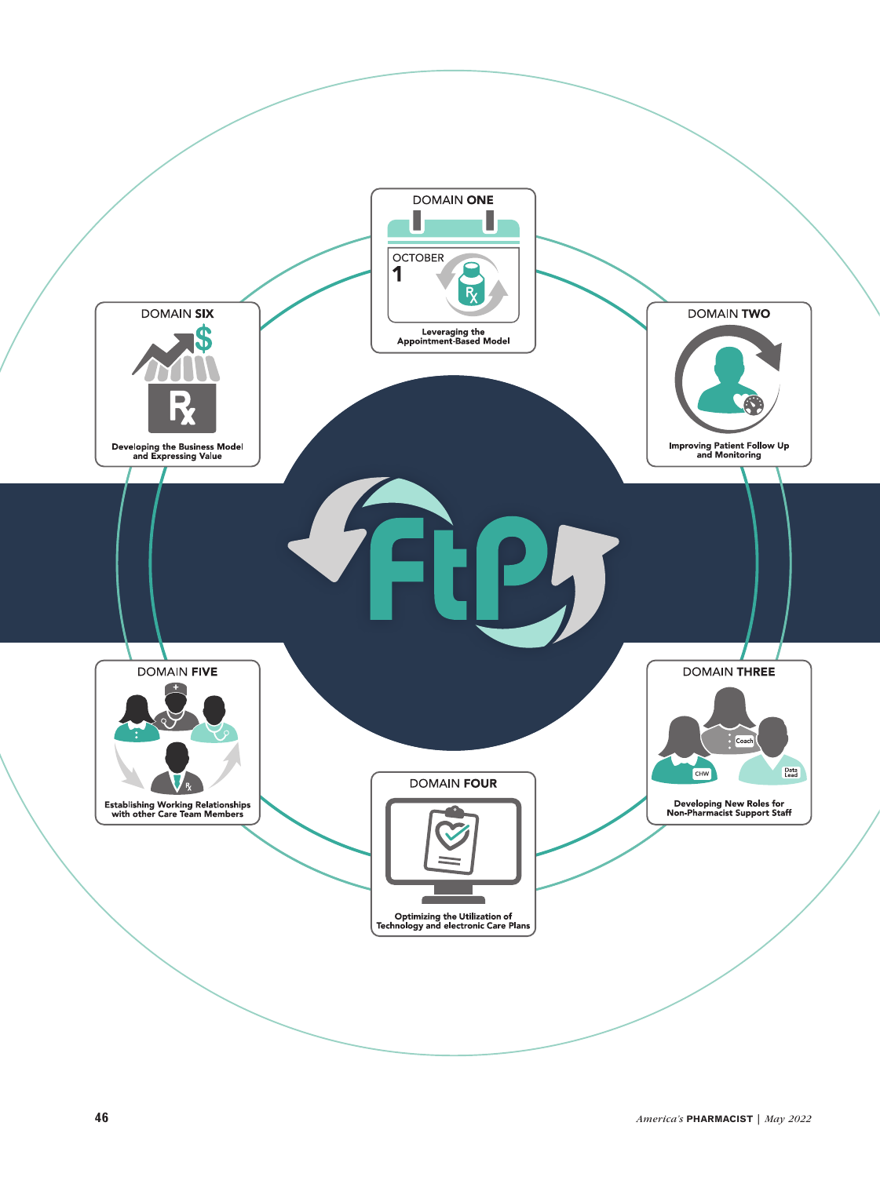# FtP

## DOMAIN ONE

OCTOBER 1

Leveraging the Appointment-Based Model

## DOMAIN TWO

Improving Patient Follow Up and Monitoring

## DOMAIN THREE

Coach

CHW

Data Lead

Developing New Roles for Non-Pharmacist Support Staff

## DOMAIN FOUR

Optimizing the Utilization of Technology and electronic Care Plans

## DOMAIN FIVE

Establishing Working Relationships with other Care Team Members

## DOMAIN SIX

Developing the Business Model and Expressing Value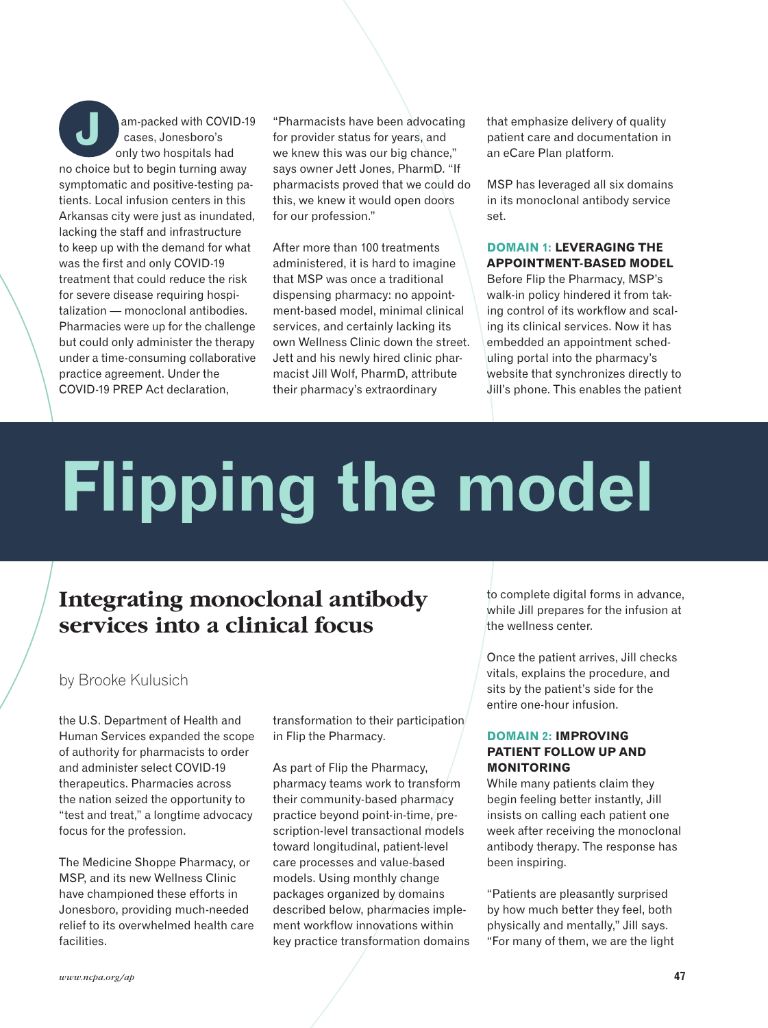# Flipping the model

## Integrating monoclonal antibody services into a clinical focus

by Brooke Kulusich

Jam-packed with COVID-19 cases, Jonesboro's only two hospitals had no choice but to begin turning away symptomatic and positive-testing patients. Local infusion centers in this Arkansas city were just as inundated, lacking the staff and infrastructure to keep up with the demand for what was the first and only COVID-19 treatment that could reduce the risk for severe disease requiring hospitalization — monoclonal antibodies. Pharmacies were up for the challenge but could only administer the therapy under a time-consuming collaborative practice agreement. Under the COVID-19 PREP Act declaration, the U.S. Department of Health and Human Services expanded the scope of authority for pharmacists to order and administer select COVID-19 therapeutics. Pharmacies across the nation seized the opportunity to "test and treat," a longtime advocacy focus for the profession.

The Medicine Shoppe Pharmacy, or MSP, and its new Wellness Clinic have championed these efforts in Jonesboro, providing much-needed relief to its overwhelmed health care facilities.

"Pharmacists have been advocating for provider status for years, and we knew this was our big chance," says owner Jett Jones, PharmD. "If pharmacists proved that we could do this, we knew it would open doors for our profession."

After more than 100 treatments administered, it is hard to imagine that MSP was once a traditional dispensing pharmacy: no appointment-based model, minimal clinical services, and certainly lacking its own Wellness Clinic down the street. Jett and his newly hired clinic pharmacist Jill Wolf, PharmD, attribute their pharmacy's extraordinary transformation to their participation in Flip the Pharmacy.

As part of Flip the Pharmacy, pharmacy teams work to transform their community-based pharmacy practice beyond point-in-time, prescription-level transactional models toward longitudinal, patient-level care processes and value-based models. Using monthly change packages organized by domains described below, pharmacies implement workflow innovations within key practice transformation domains that emphasize delivery of quality patient care and documentation in an eCare Plan platform.

MSP has leveraged all six domains in its monoclonal antibody service set.

### DOMAIN 1: LEVERAGING THE APPOINTMENT-BASED MODEL

Before Flip the Pharmacy, MSP's walk-in policy hindered it from taking control of its workflow and scaling its clinical services. Now it has embedded an appointment scheduling portal into the pharmacy's website that synchronizes directly to Jill's phone. This enables the patient to complete digital forms in advance, while Jill prepares for the infusion at the wellness center.

Once the patient arrives, Jill checks vitals, explains the procedure, and sits by the patient's side for the entire one-hour infusion.

### DOMAIN 2: IMPROVING PATIENT FOLLOW UP AND MONITORING

While many patients claim they begin feeling better instantly, Jill insists on calling each patient one week after receiving the monoclonal antibody therapy. The response has been inspiring.

"Patients are pleasantly surprised by how much better they feel, both physically and mentally," Jill says. "For many of them, we are the light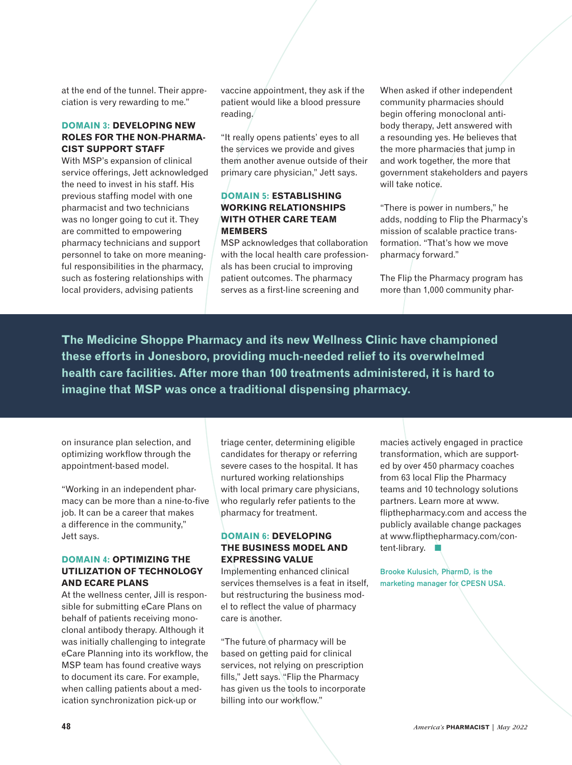at the end of the tunnel. Their appreciation is very rewarding to me."

### DOMAIN 3: DEVELOPING NEW ROLES FOR THE NON-PHARMACIST SUPPORT STAFF

With MSP's expansion of clinical service offerings, Jett acknowledged the need to invest in his staff. His previous staffing model with one pharmacist and two technicians was no longer going to cut it. They are committed to empowering pharmacy technicians and support personnel to take on more meaningful responsibilities in the pharmacy, such as fostering relationships with local providers, advising patients on insurance plan selection, and optimizing workflow through the appointment-based model.

"Working in an independent pharmacy can be more than a nine-to-five job. It can be a career that makes a difference in the community," Jett says.

### DOMAIN 4: OPTIMIZING THE UTILIZATION OF TECHNOLOGY AND ECARE PLANS

At the wellness center, Jill is responsible for submitting eCare Plans on behalf of patients receiving monoclonal antibody therapy. Although it was initially challenging to integrate eCare Planning into its workflow, the MSP team has found creative ways to document its care. For example, when calling patients about a medication synchronization pick-up or vaccine appointment, they ask if the patient would like a blood pressure reading.

"It really opens patients' eyes to all the services we provide and gives them another avenue outside of their primary care physician," Jett says.

### DOMAIN 5: ESTABLISHING WORKING RELATIONSHIPS WITH OTHER CARE TEAM MEMBERS

MSP acknowledges that collaboration with the local health care professionals has been crucial to improving patient outcomes. The pharmacy serves as a first-line screening and triage center, determining eligible candidates for therapy or referring severe cases to the hospital. It has nurtured working relationships with local primary care physicians, who regularly refer patients to the pharmacy for treatment.

### DOMAIN 6: DEVELOPING THE BUSINESS MODEL AND EXPRESSING VALUE

Implementing enhanced clinical services themselves is a feat in itself, but restructuring the business model to reflect the value of pharmacy care is another.

"The future of pharmacy will be based on getting paid for clinical services, not relying on prescription fills," Jett says. "Flip the Pharmacy has given us the tools to incorporate billing into our workflow."

When asked if other independent community pharmacies should begin offering monoclonal antibody therapy, Jett answered with a resounding yes. He believes that the more pharmacies that jump in and work together, the more that government stakeholders and payers will take notice.

"There is power in numbers," he adds, nodding to Flip the Pharmacy's mission of scalable practice transformation. "That's how we move pharmacy forward."

The Flip the Pharmacy program has more than 1,000 community pharmacies actively engaged in practice transformation, which are supported by over 450 pharmacy coaches from 63 local Flip the Pharmacy teams and 10 technology solutions partners. Learn more at www.flipthepharmacy.com and access the publicly available change packages at www.flipthepharmacy.com/content-library.

**The Medicine Shoppe Pharmacy and its new Wellness Clinic have championed these efforts in Jonesboro, providing much-needed relief to its overwhelmed health care facilities. After more than 100 treatments administered, it is hard to imagine that MSP was once a traditional dispensing pharmacy.**

Brooke Kulusich, PharmD, is the marketing manager for CPESN USA.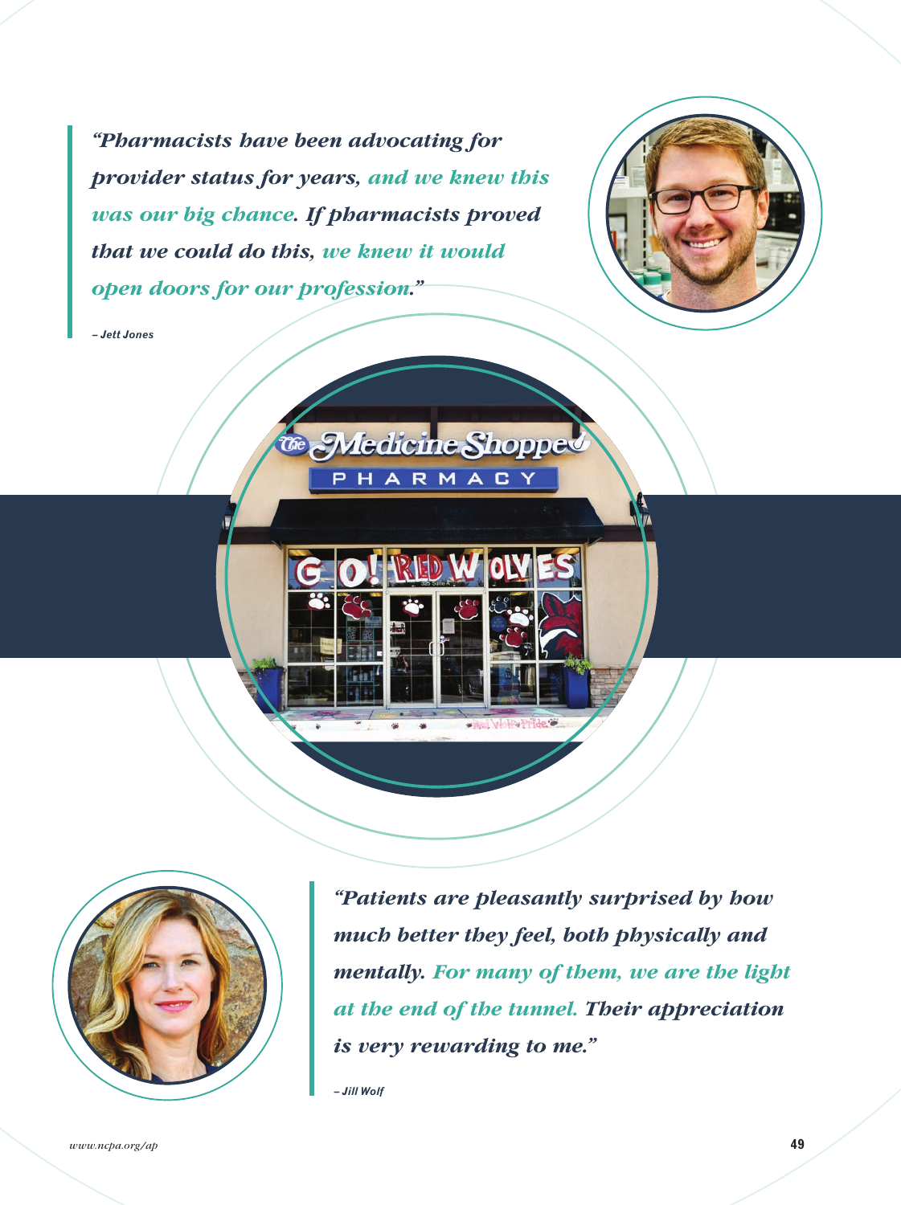> *"Pharmacists have been advocating for provider status for years, and we knew this was our big chance. If pharmacists proved that we could do this, we knew it would open doors for our profession."*
>
> *– Jett Jones*

> *"Patients are pleasantly surprised by how much better they feel, both physically and mentally. For many of them, we are the light at the end of the tunnel. Their appreciation is very rewarding to me."*
>
> *– Jill Wolf*